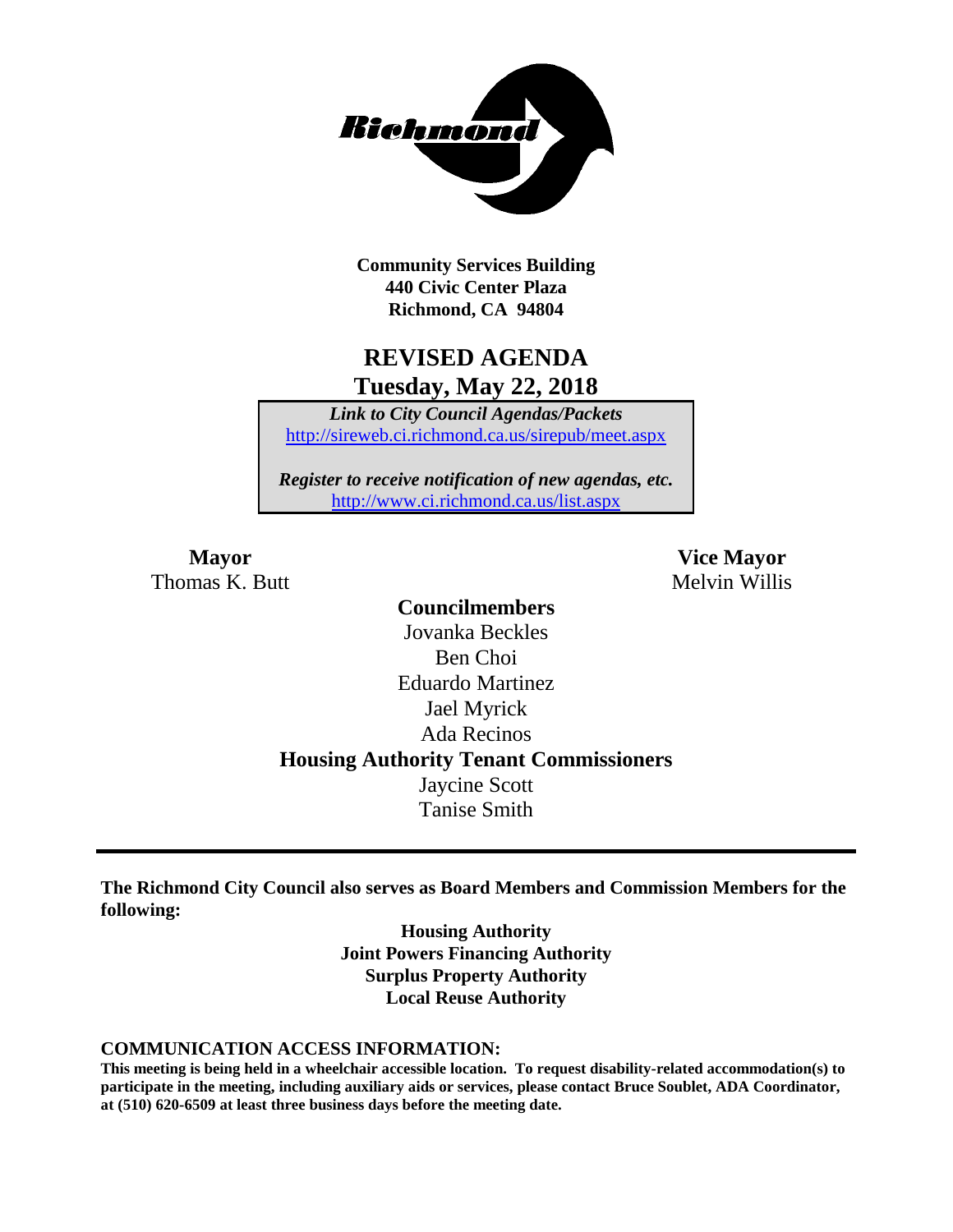**Community Services Building**
**440 Civic Center Plaza**
**Richmond, CA 94804**

# REVISED AGENDA
## Tuesday, May 22, 2018

*Link to City Council Agendas/Packets*
http://sireweb.ci.richmond.ca.us/sirepub/meet.aspx

*Register to receive notification of new agendas, etc.*
http://www.ci.richmond.ca.us/list.aspx

**Mayor**
Thomas K. Butt

**Vice Mayor**
Melvin Willis

**Councilmembers**
Jovanka Beckles
Ben Choi
Eduardo Martinez
Jael Myrick
Ada Recinos

**Housing Authority Tenant Commissioners**
Jaycine Scott
Tanise Smith

---

**The Richmond City Council also serves as Board Members and Commission Members for the following:**

**Housing Authority**
**Joint Powers Financing Authority**
**Surplus Property Authority**
**Local Reuse Authority**

**COMMUNICATION ACCESS INFORMATION:**
**This meeting is being held in a wheelchair accessible location. To request disability-related accommodation(s) to participate in the meeting, including auxiliary aids or services, please contact Bruce Soublet, ADA Coordinator, at (510) 620-6509 at least three business days before the meeting date.**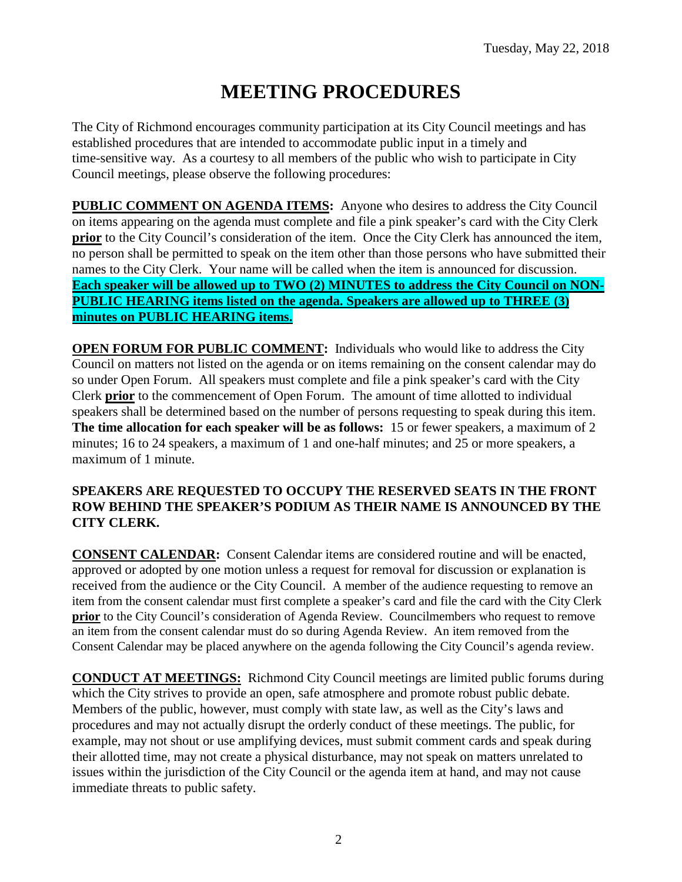# MEETING PROCEDURES

The City of Richmond encourages community participation at its City Council meetings and has established procedures that are intended to accommodate public input in a timely and time-sensitive way. As a courtesy to all members of the public who wish to participate in City Council meetings, please observe the following procedures:

**PUBLIC COMMENT ON AGENDA ITEMS:** Anyone who desires to address the City Council on items appearing on the agenda must complete and file a pink speaker's card with the City Clerk **prior** to the City Council's consideration of the item. Once the City Clerk has announced the item, no person shall be permitted to speak on the item other than those persons who have submitted their names to the City Clerk. Your name will be called when the item is announced for discussion. **Each speaker will be allowed up to TWO (2) MINUTES to address the City Council on NON-PUBLIC HEARING items listed on the agenda. Speakers are allowed up to THREE (3) minutes on PUBLIC HEARING items.**

**OPEN FORUM FOR PUBLIC COMMENT:** Individuals who would like to address the City Council on matters not listed on the agenda or on items remaining on the consent calendar may do so under Open Forum. All speakers must complete and file a pink speaker's card with the City Clerk **prior** to the commencement of Open Forum. The amount of time allotted to individual speakers shall be determined based on the number of persons requesting to speak during this item. **The time allocation for each speaker will be as follows:** 15 or fewer speakers, a maximum of 2 minutes; 16 to 24 speakers, a maximum of 1 and one-half minutes; and 25 or more speakers, a maximum of 1 minute.

**SPEAKERS ARE REQUESTED TO OCCUPY THE RESERVED SEATS IN THE FRONT ROW BEHIND THE SPEAKER'S PODIUM AS THEIR NAME IS ANNOUNCED BY THE CITY CLERK.**

**CONSENT CALENDAR:** Consent Calendar items are considered routine and will be enacted, approved or adopted by one motion unless a request for removal for discussion or explanation is received from the audience or the City Council. A member of the audience requesting to remove an item from the consent calendar must first complete a speaker's card and file the card with the City Clerk **prior** to the City Council's consideration of Agenda Review. Councilmembers who request to remove an item from the consent calendar must do so during Agenda Review. An item removed from the Consent Calendar may be placed anywhere on the agenda following the City Council's agenda review.

**CONDUCT AT MEETINGS:** Richmond City Council meetings are limited public forums during which the City strives to provide an open, safe atmosphere and promote robust public debate. Members of the public, however, must comply with state law, as well as the City's laws and procedures and may not actually disrupt the orderly conduct of these meetings. The public, for example, may not shout or use amplifying devices, must submit comment cards and speak during their allotted time, may not create a physical disturbance, may not speak on matters unrelated to issues within the jurisdiction of the City Council or the agenda item at hand, and may not cause immediate threats to public safety.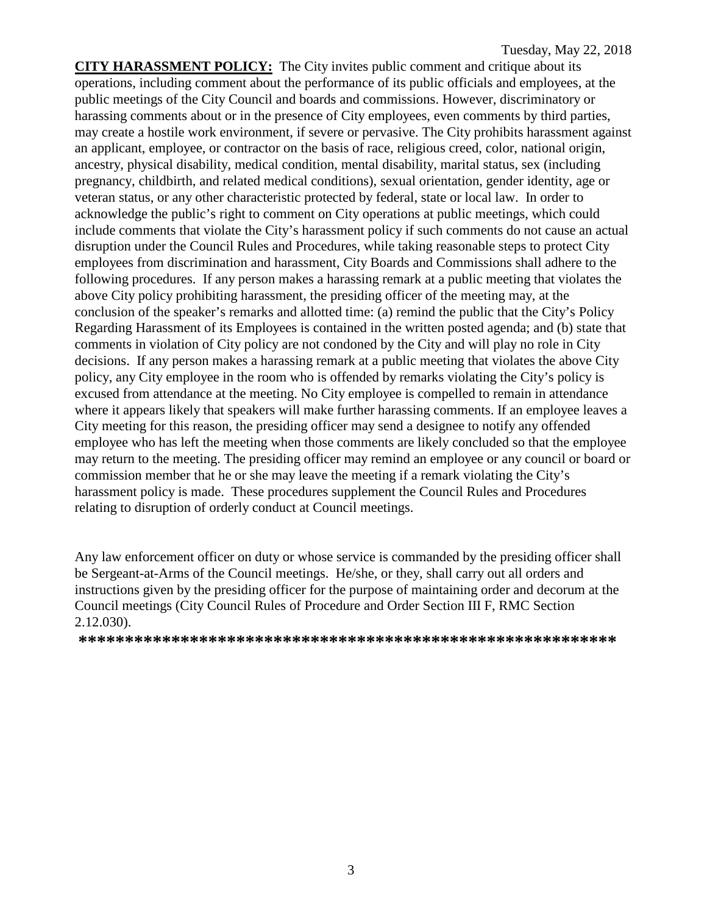**CITY HARASSMENT POLICY:** The City invites public comment and critique about its operations, including comment about the performance of its public officials and employees, at the public meetings of the City Council and boards and commissions. However, discriminatory or harassing comments about or in the presence of City employees, even comments by third parties, may create a hostile work environment, if severe or pervasive. The City prohibits harassment against an applicant, employee, or contractor on the basis of race, religious creed, color, national origin, ancestry, physical disability, medical condition, mental disability, marital status, sex (including pregnancy, childbirth, and related medical conditions), sexual orientation, gender identity, age or veteran status, or any other characteristic protected by federal, state or local law. In order to acknowledge the public's right to comment on City operations at public meetings, which could include comments that violate the City's harassment policy if such comments do not cause an actual disruption under the Council Rules and Procedures, while taking reasonable steps to protect City employees from discrimination and harassment, City Boards and Commissions shall adhere to the following procedures. If any person makes a harassing remark at a public meeting that violates the above City policy prohibiting harassment, the presiding officer of the meeting may, at the conclusion of the speaker's remarks and allotted time: (a) remind the public that the City's Policy Regarding Harassment of its Employees is contained in the written posted agenda; and (b) state that comments in violation of City policy are not condoned by the City and will play no role in City decisions. If any person makes a harassing remark at a public meeting that violates the above City policy, any City employee in the room who is offended by remarks violating the City's policy is excused from attendance at the meeting. No City employee is compelled to remain in attendance where it appears likely that speakers will make further harassing comments. If an employee leaves a City meeting for this reason, the presiding officer may send a designee to notify any offended employee who has left the meeting when those comments are likely concluded so that the employee may return to the meeting. The presiding officer may remind an employee or any council or board or commission member that he or she may leave the meeting if a remark violating the City's harassment policy is made. These procedures supplement the Council Rules and Procedures relating to disruption of orderly conduct at Council meetings.

Any law enforcement officer on duty or whose service is commanded by the presiding officer shall be Sergeant-at-Arms of the Council meetings. He/she, or they, shall carry out all orders and instructions given by the presiding officer for the purpose of maintaining order and decorum at the Council meetings (City Council Rules of Procedure and Order Section III F, RMC Section 2.12.030).

**********************************************************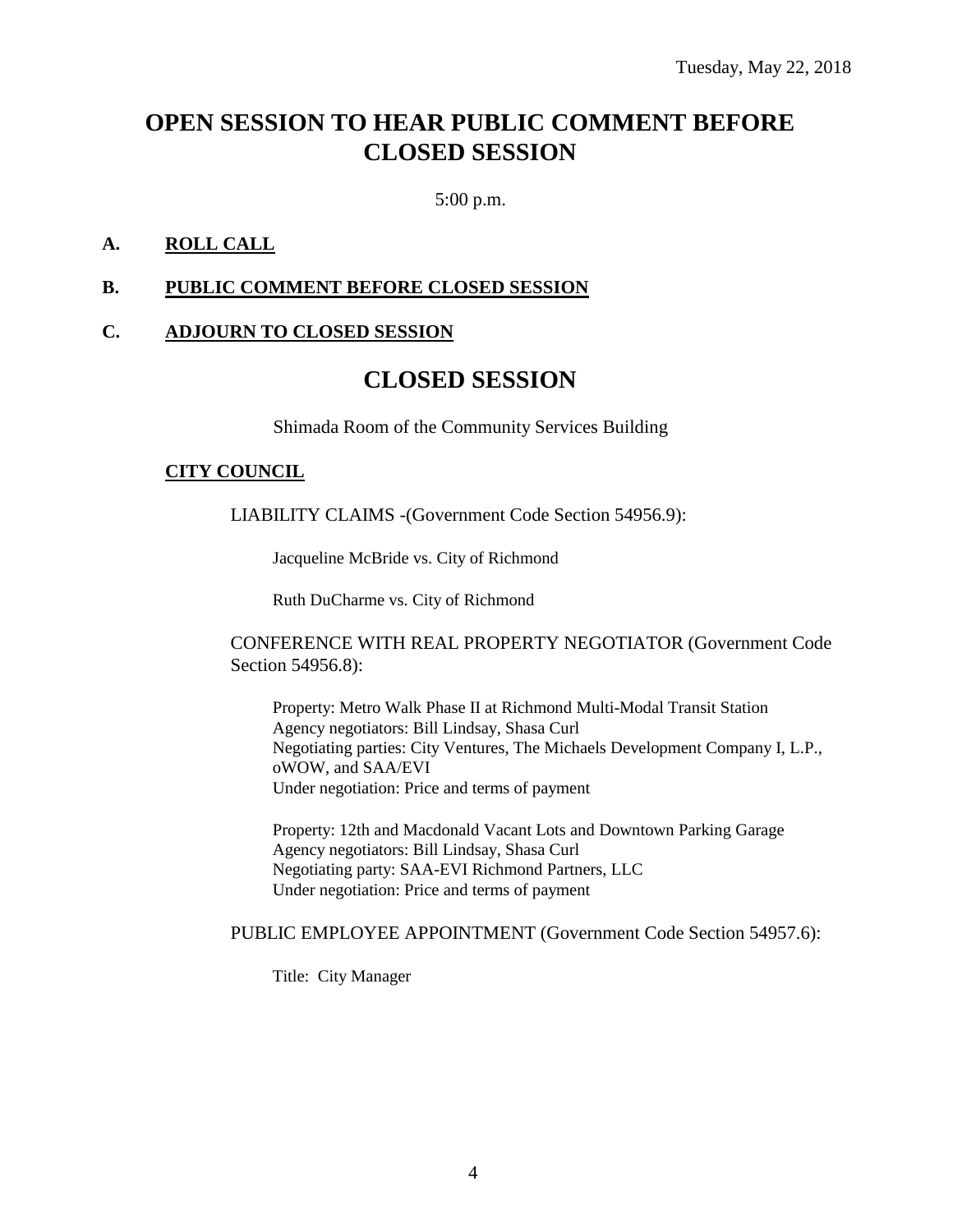Tuesday, May 22, 2018

# OPEN SESSION TO HEAR PUBLIC COMMENT BEFORE CLOSED SESSION

5:00 p.m.

**A. ROLL CALL**

**B. PUBLIC COMMENT BEFORE CLOSED SESSION**

**C. ADJOURN TO CLOSED SESSION**

# CLOSED SESSION

Shimada Room of the Community Services Building

**CITY COUNCIL**

LIABILITY CLAIMS -(Government Code Section 54956.9):

Jacqueline McBride vs. City of Richmond

Ruth DuCharme vs. City of Richmond

CONFERENCE WITH REAL PROPERTY NEGOTIATOR (Government Code Section 54956.8):

Property: Metro Walk Phase II at Richmond Multi-Modal Transit Station
Agency negotiators: Bill Lindsay, Shasa Curl
Negotiating parties: City Ventures, The Michaels Development Company I, L.P., oWOW, and SAA/EVI
Under negotiation: Price and terms of payment

Property: 12th and Macdonald Vacant Lots and Downtown Parking Garage
Agency negotiators: Bill Lindsay, Shasa Curl
Negotiating party: SAA-EVI Richmond Partners, LLC
Under negotiation: Price and terms of payment

PUBLIC EMPLOYEE APPOINTMENT (Government Code Section 54957.6):

Title: City Manager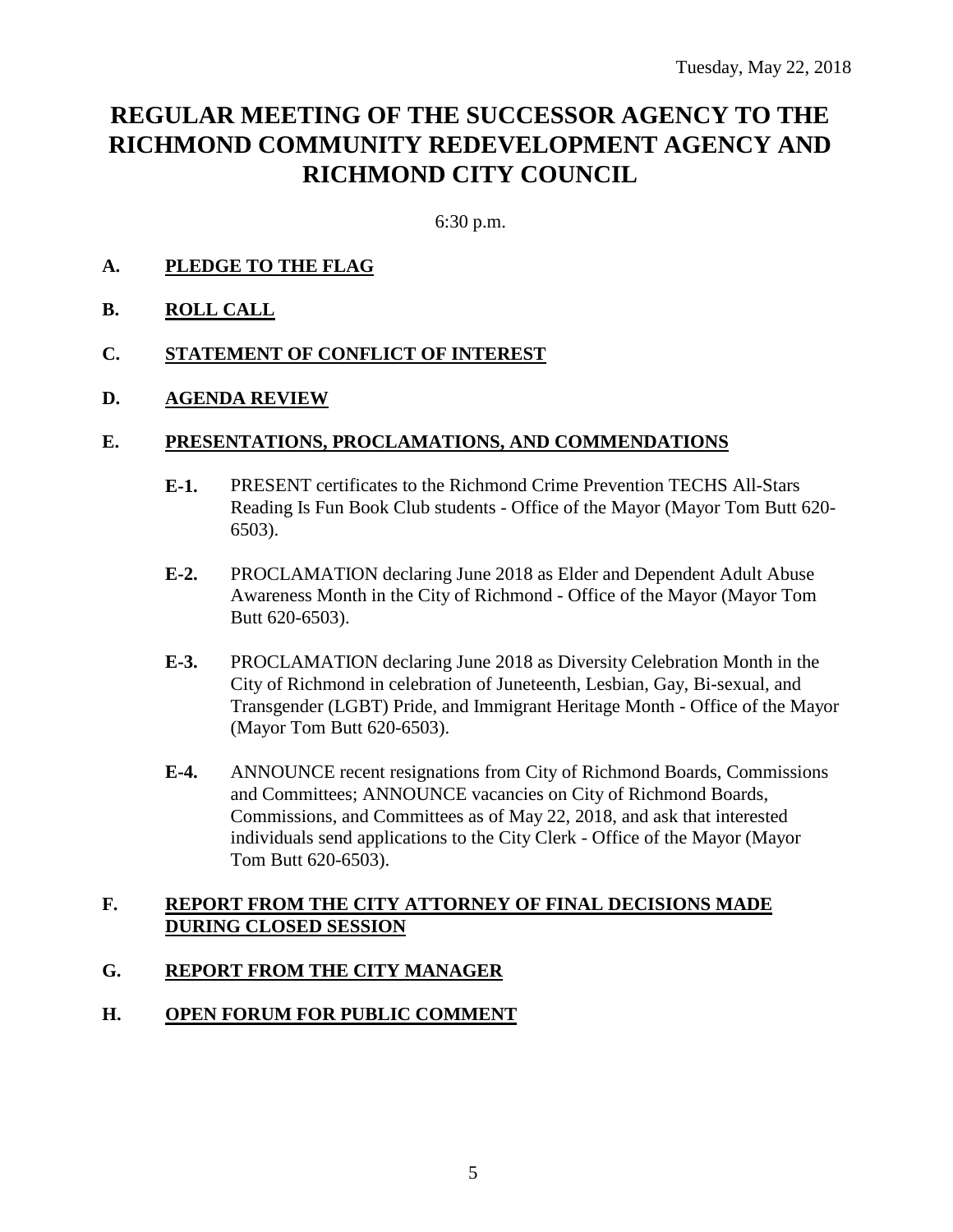Tuesday, May 22, 2018

# REGULAR MEETING OF THE SUCCESSOR AGENCY TO THE RICHMOND COMMUNITY REDEVELOPMENT AGENCY AND RICHMOND CITY COUNCIL

6:30 p.m.

**A. PLEDGE TO THE FLAG**

**B. ROLL CALL**

**C. STATEMENT OF CONFLICT OF INTEREST**

**D. AGENDA REVIEW**

**E. PRESENTATIONS, PROCLAMATIONS, AND COMMENDATIONS**

**E-1.** PRESENT certificates to the Richmond Crime Prevention TECHS All-Stars Reading Is Fun Book Club students - Office of the Mayor (Mayor Tom Butt 620-6503).

**E-2.** PROCLAMATION declaring June 2018 as Elder and Dependent Adult Abuse Awareness Month in the City of Richmond - Office of the Mayor (Mayor Tom Butt 620-6503).

**E-3.** PROCLAMATION declaring June 2018 as Diversity Celebration Month in the City of Richmond in celebration of Juneteenth, Lesbian, Gay, Bi-sexual, and Transgender (LGBT) Pride, and Immigrant Heritage Month - Office of the Mayor (Mayor Tom Butt 620-6503).

**E-4.** ANNOUNCE recent resignations from City of Richmond Boards, Commissions and Committees; ANNOUNCE vacancies on City of Richmond Boards, Commissions, and Committees as of May 22, 2018, and ask that interested individuals send applications to the City Clerk - Office of the Mayor (Mayor Tom Butt 620-6503).

**F. REPORT FROM THE CITY ATTORNEY OF FINAL DECISIONS MADE DURING CLOSED SESSION**

**G. REPORT FROM THE CITY MANAGER**

**H. OPEN FORUM FOR PUBLIC COMMENT**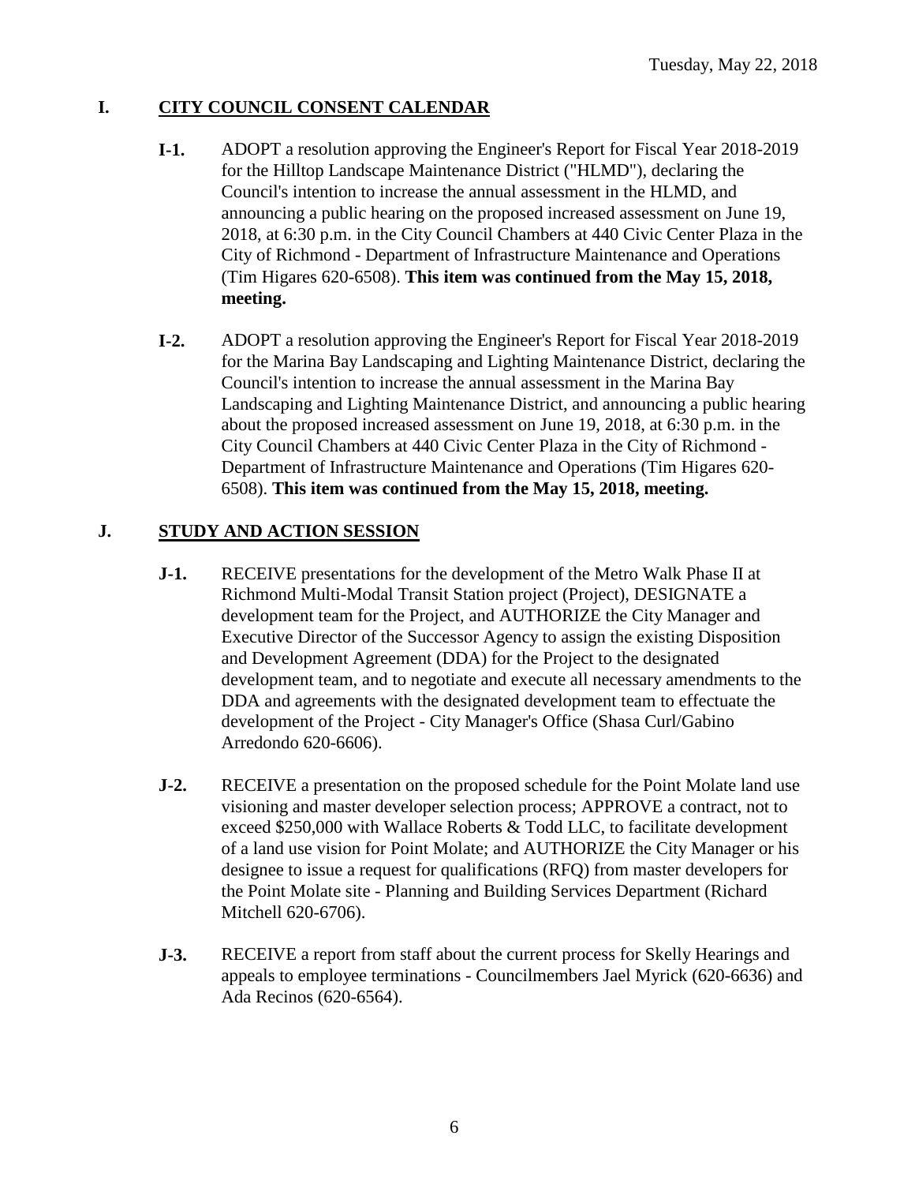Tuesday, May 22, 2018

## I. CITY COUNCIL CONSENT CALENDAR

**I-1.** ADOPT a resolution approving the Engineer's Report for Fiscal Year 2018-2019 for the Hilltop Landscape Maintenance District ("HLMD"), declaring the Council's intention to increase the annual assessment in the HLMD, and announcing a public hearing on the proposed increased assessment on June 19, 2018, at 6:30 p.m. in the City Council Chambers at 440 Civic Center Plaza in the City of Richmond - Department of Infrastructure Maintenance and Operations (Tim Higares 620-6508). **This item was continued from the May 15, 2018, meeting.**

**I-2.** ADOPT a resolution approving the Engineer's Report for Fiscal Year 2018-2019 for the Marina Bay Landscaping and Lighting Maintenance District, declaring the Council's intention to increase the annual assessment in the Marina Bay Landscaping and Lighting Maintenance District, and announcing a public hearing about the proposed increased assessment on June 19, 2018, at 6:30 p.m. in the City Council Chambers at 440 Civic Center Plaza in the City of Richmond - Department of Infrastructure Maintenance and Operations (Tim Higares 620-6508). **This item was continued from the May 15, 2018, meeting.**

## J. STUDY AND ACTION SESSION

**J-1.** RECEIVE presentations for the development of the Metro Walk Phase II at Richmond Multi-Modal Transit Station project (Project), DESIGNATE a development team for the Project, and AUTHORIZE the City Manager and Executive Director of the Successor Agency to assign the existing Disposition and Development Agreement (DDA) for the Project to the designated development team, and to negotiate and execute all necessary amendments to the DDA and agreements with the designated development team to effectuate the development of the Project - City Manager's Office (Shasa Curl/Gabino Arredondo 620-6606).

**J-2.** RECEIVE a presentation on the proposed schedule for the Point Molate land use visioning and master developer selection process; APPROVE a contract, not to exceed $250,000 with Wallace Roberts & Todd LLC, to facilitate development of a land use vision for Point Molate; and AUTHORIZE the City Manager or his designee to issue a request for qualifications (RFQ) from master developers for the Point Molate site - Planning and Building Services Department (Richard Mitchell 620-6706).

**J-3.** RECEIVE a report from staff about the current process for Skelly Hearings and appeals to employee terminations - Councilmembers Jael Myrick (620-6636) and Ada Recinos (620-6564).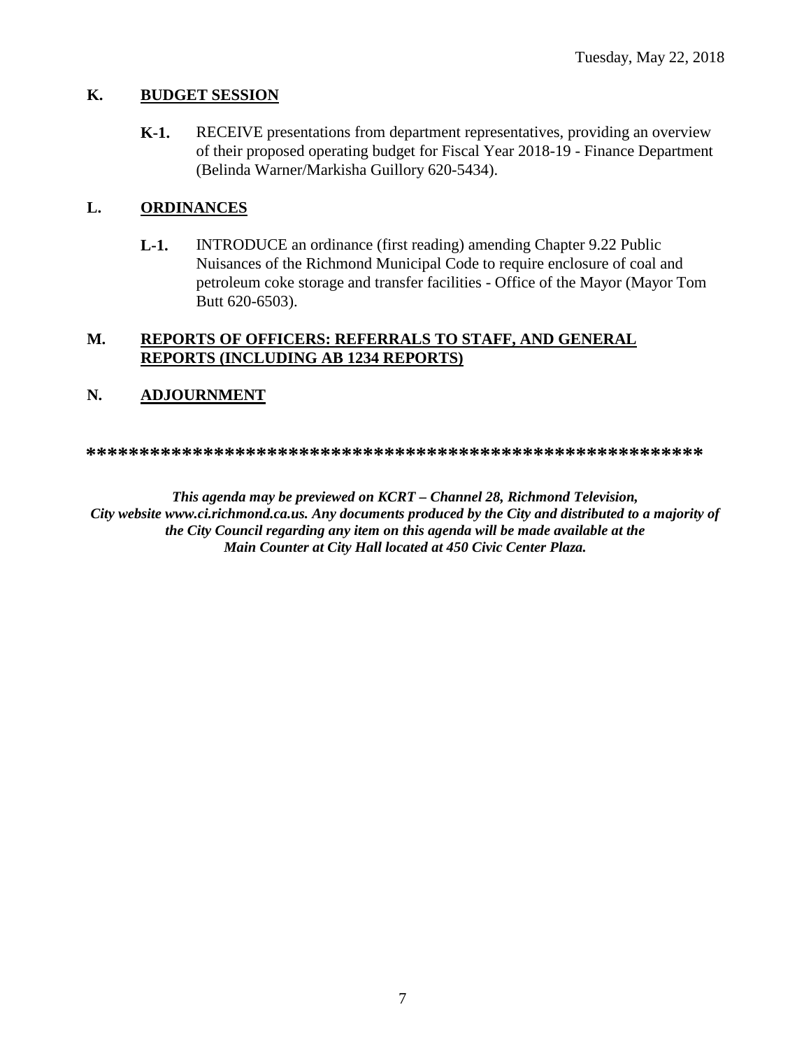## K. BUDGET SESSION

**K-1.** RECEIVE presentations from department representatives, providing an overview of their proposed operating budget for Fiscal Year 2018-19 - Finance Department (Belinda Warner/Markisha Guillory 620-5434).

## L. ORDINANCES

**L-1.** INTRODUCE an ordinance (first reading) amending Chapter 9.22 Public Nuisances of the Richmond Municipal Code to require enclosure of coal and petroleum coke storage and transfer facilities - Office of the Mayor (Mayor Tom Butt 620-6503).

## M. REPORTS OF OFFICERS: REFERRALS TO STAFF, AND GENERAL REPORTS (INCLUDING AB 1234 REPORTS)

## N. ADJOURNMENT

**********************************************************

***This agenda may be previewed on KCRT – Channel 28, Richmond Television, City website www.ci.richmond.ca.us. Any documents produced by the City and distributed to a majority of the City Council regarding any item on this agenda will be made available at the Main Counter at City Hall located at 450 Civic Center Plaza.***